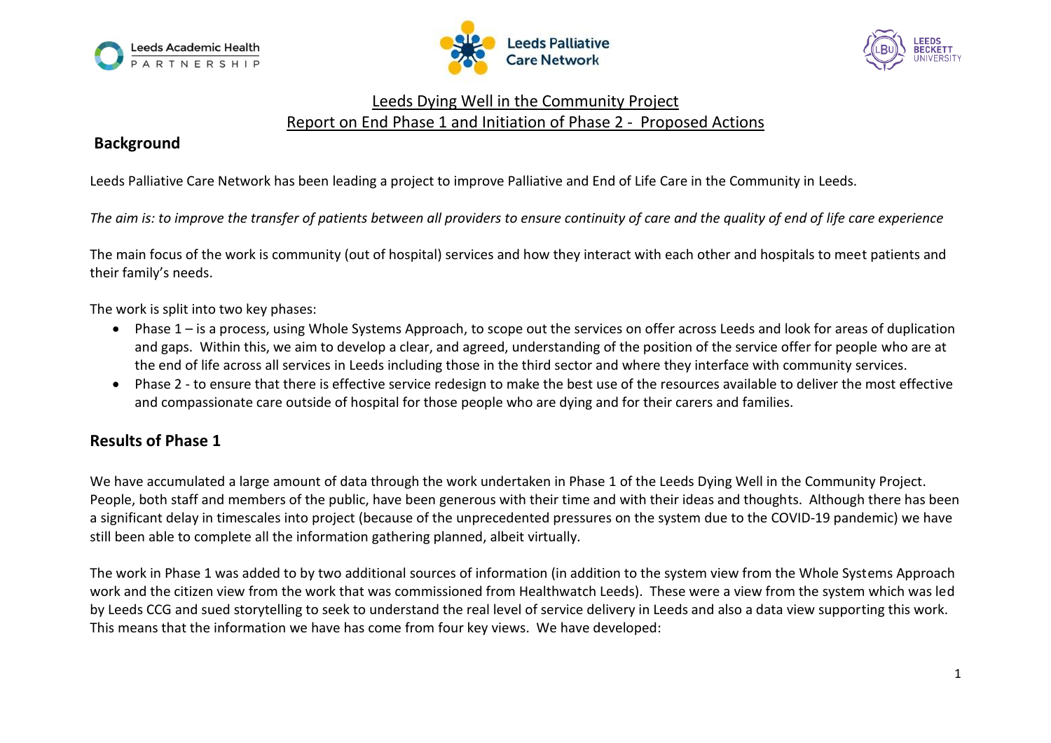# Leeds Dying Well in the Community Project

## Report on End Phase 1 and Initiation of Phase 2 - Proposed Actions

### Background

Leeds Palliative Care Network has been leading a project to improve Palliative and End of Life Care in the Community in Leeds.

*The aim is: to improve the transfer of patients between all providers to ensure continuity of care and the quality of end of life care experience*

The main focus of the work is community (out of hospital) services and how they interact with each other and hospitals to meet patients and their family's needs.

The work is split into two key phases:

- Phase 1 – is a process, using Whole Systems Approach, to scope out the services on offer across Leeds and look for areas of duplication and gaps. Within this, we aim to develop a clear, and agreed, understanding of the position of the service offer for people who are at the end of life across all services in Leeds including those in the third sector and where they interface with community services.
- Phase 2 - to ensure that there is effective service redesign to make the best use of the resources available to deliver the most effective and compassionate care outside of hospital for those people who are dying and for their carers and families.

## Results of Phase 1

We have accumulated a large amount of data through the work undertaken in Phase 1 of the Leeds Dying Well in the Community Project. People, both staff and members of the public, have been generous with their time and with their ideas and thoughts. Although there has been a significant delay in timescales into project (because of the unprecedented pressures on the system due to the COVID-19 pandemic) we have still been able to complete all the information gathering planned, albeit virtually.

The work in Phase 1 was added to by two additional sources of information (in addition to the system view from the Whole Systems Approach work and the citizen view from the work that was commissioned from Healthwatch Leeds). These were a view from the system which was led by Leeds CCG and sued storytelling to seek to understand the real level of service delivery in Leeds and also a data view supporting this work. This means that the information we have has come from four key views. We have developed: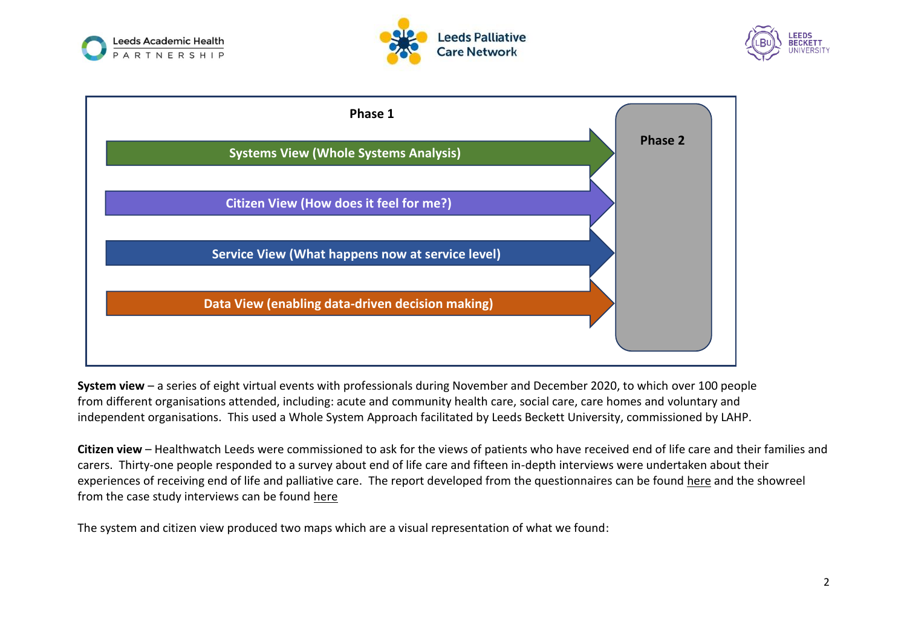**Phase 1**

- Systems View (Whole Systems Analysis)
- Citizen View (How does it feel for me?)
- Service View (What happens now at service level)
- Data View (enabling data-driven decision making)

**Phase 2**

**System view** – a series of eight virtual events with professionals during November and December 2020, to which over 100 people from different organisations attended, including: acute and community health care, social care, care homes and voluntary and independent organisations. This used a Whole System Approach facilitated by Leeds Beckett University, commissioned by LAHP.

**Citizen view** – Healthwatch Leeds were commissioned to ask for the views of patients who have received end of life care and their families and carers. Thirty-one people responded to a survey about end of life care and fifteen in-depth interviews were undertaken about their experiences of receiving end of life and palliative care. The report developed from the questionnaires can be found here and the showreel from the case study interviews can be found here

The system and citizen view produced two maps which are a visual representation of what we found: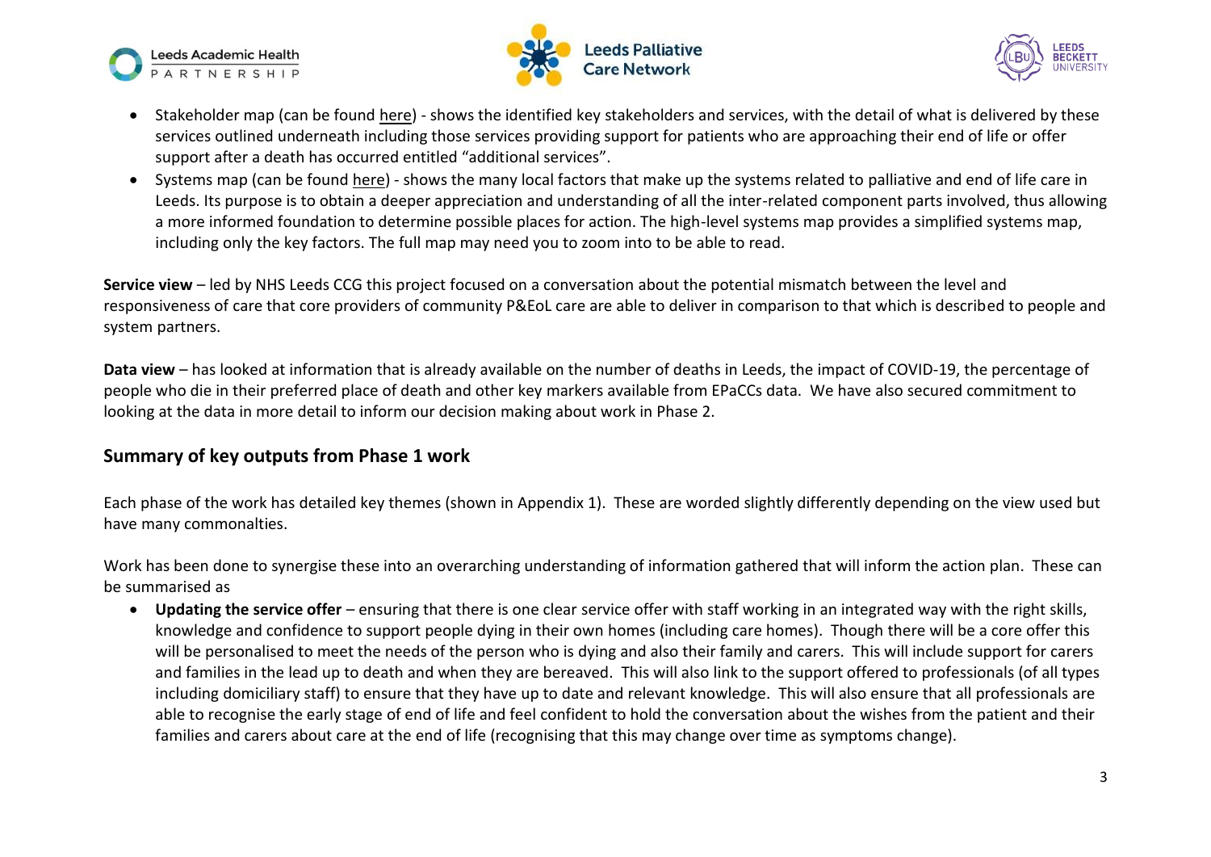- Stakeholder map (can be found here) - shows the identified key stakeholders and services, with the detail of what is delivered by these services outlined underneath including those services providing support for patients who are approaching their end of life or offer support after a death has occurred entitled "additional services".
- Systems map (can be found here) - shows the many local factors that make up the systems related to palliative and end of life care in Leeds. Its purpose is to obtain a deeper appreciation and understanding of all the inter-related component parts involved, thus allowing a more informed foundation to determine possible places for action. The high-level systems map provides a simplified systems map, including only the key factors. The full map may need you to zoom into to be able to read.

**Service view** – led by NHS Leeds CCG this project focused on a conversation about the potential mismatch between the level and responsiveness of care that core providers of community P&EoL care are able to deliver in comparison to that which is described to people and system partners.

**Data view** – has looked at information that is already available on the number of deaths in Leeds, the impact of COVID-19, the percentage of people who die in their preferred place of death and other key markers available from EPaCCs data. We have also secured commitment to looking at the data in more detail to inform our decision making about work in Phase 2.

## Summary of key outputs from Phase 1 work

Each phase of the work has detailed key themes (shown in Appendix 1). These are worded slightly differently depending on the view used but have many commonalties.

Work has been done to synergise these into an overarching understanding of information gathered that will inform the action plan. These can be summarised as

- **Updating the service offer** – ensuring that there is one clear service offer with staff working in an integrated way with the right skills, knowledge and confidence to support people dying in their own homes (including care homes). Though there will be a core offer this will be personalised to meet the needs of the person who is dying and also their family and carers. This will include support for carers and families in the lead up to death and when they are bereaved. This will also link to the support offered to professionals (of all types including domiciliary staff) to ensure that they have up to date and relevant knowledge. This will also ensure that all professionals are able to recognise the early stage of end of life and feel confident to hold the conversation about the wishes from the patient and their families and carers about care at the end of life (recognising that this may change over time as symptoms change).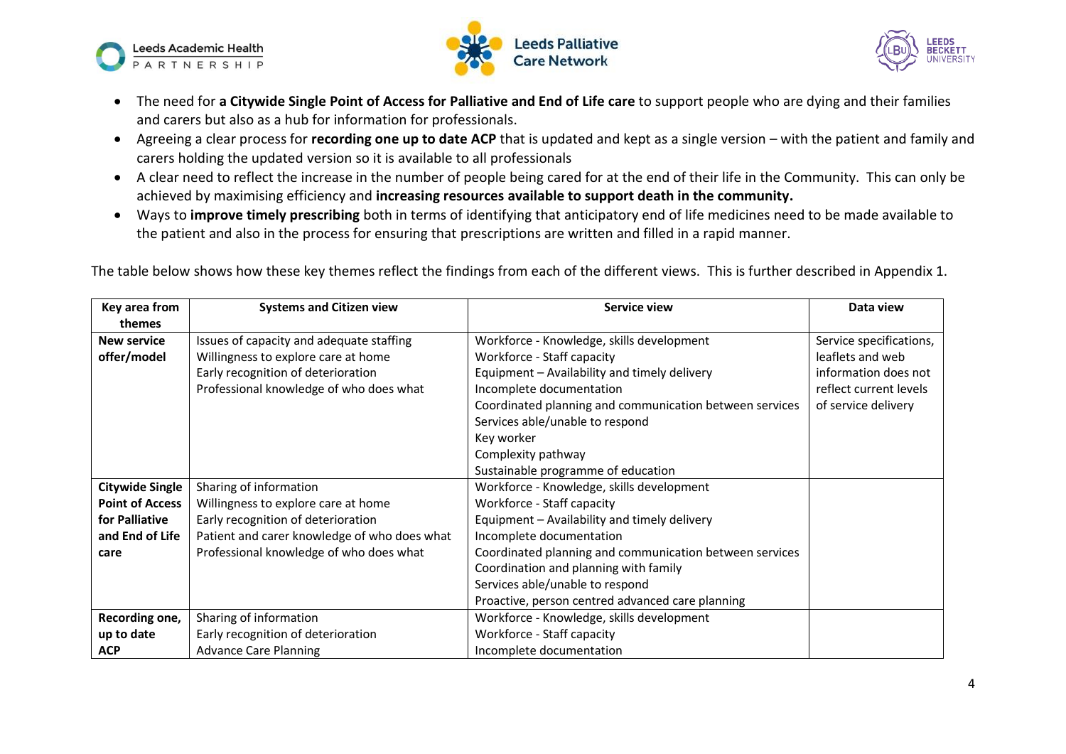- The need for **a Citywide Single Point of Access for Palliative and End of Life care** to support people who are dying and their families and carers but also as a hub for information for professionals.
- Agreeing a clear process for **recording one up to date ACP** that is updated and kept as a single version – with the patient and family and carers holding the updated version so it is available to all professionals
- A clear need to reflect the increase in the number of people being cared for at the end of their life in the Community. This can only be achieved by maximising efficiency and **increasing resources available to support death in the community.**
- Ways to **improve timely prescribing** both in terms of identifying that anticipatory end of life medicines need to be made available to the patient and also in the process for ensuring that prescriptions are written and filled in a rapid manner.

The table below shows how these key themes reflect the findings from each of the different views. This is further described in Appendix 1.

| Key area from themes | Systems and Citizen view | Service view | Data view |
|---|---|---|---|
| **New service offer/model** | Issues of capacity and adequate staffing<br>Willingness to explore care at home<br>Early recognition of deterioration<br>Professional knowledge of who does what | Workforce - Knowledge, skills development<br>Workforce - Staff capacity<br>Equipment – Availability and timely delivery<br>Incomplete documentation<br>Coordinated planning and communication between services<br>Services able/unable to respond<br>Key worker<br>Complexity pathway<br>Sustainable programme of education | Service specifications, leaflets and web information does not reflect current levels of service delivery |
| **Citywide Single Point of Access for Palliative and End of Life care** | Sharing of information<br>Willingness to explore care at home<br>Early recognition of deterioration<br>Patient and carer knowledge of who does what<br>Professional knowledge of who does what | Workforce - Knowledge, skills development<br>Workforce - Staff capacity<br>Equipment – Availability and timely delivery<br>Incomplete documentation<br>Coordinated planning and communication between services<br>Coordination and planning with family<br>Services able/unable to respond<br>Proactive, person centred advanced care planning | |
| **Recording one, up to date ACP** | Sharing of information<br>Early recognition of deterioration<br>Advance Care Planning | Workforce - Knowledge, skills development<br>Workforce - Staff capacity<br>Incomplete documentation | |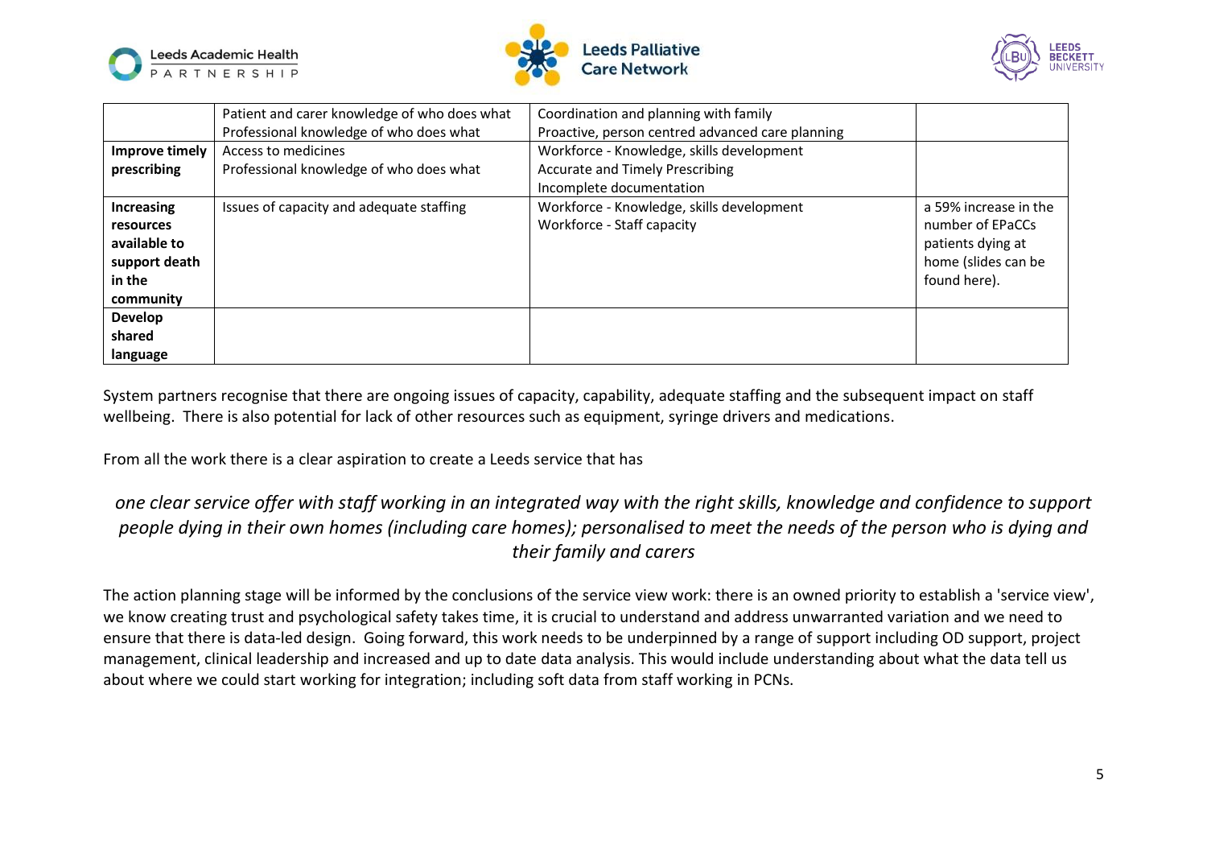| | | | |
|---|---|---|---|
| | Patient and carer knowledge of who does what<br>Professional knowledge of who does what | Coordination and planning with family<br>Proactive, person centred advanced care planning | |
| **Improve timely prescribing** | Access to medicines<br>Professional knowledge of who does what | Workforce - Knowledge, skills development<br>Accurate and Timely Prescribing<br>Incomplete documentation | |
| **Increasing resources available to support death in the community** | Issues of capacity and adequate staffing | Workforce - Knowledge, skills development<br>Workforce - Staff capacity | a 59% increase in the number of EPaCCs patients dying at home (slides can be found here). |
| **Develop shared language** | | | |

System partners recognise that there are ongoing issues of capacity, capability, adequate staffing and the subsequent impact on staff wellbeing. There is also potential for lack of other resources such as equipment, syringe drivers and medications.

From all the work there is a clear aspiration to create a Leeds service that has

*one clear service offer with staff working in an integrated way with the right skills, knowledge and confidence to support people dying in their own homes (including care homes); personalised to meet the needs of the person who is dying and their family and carers*

The action planning stage will be informed by the conclusions of the service view work: there is an owned priority to establish a 'service view', we know creating trust and psychological safety takes time, it is crucial to understand and address unwarranted variation and we need to ensure that there is data-led design. Going forward, this work needs to be underpinned by a range of support including OD support, project management, clinical leadership and increased and up to date data analysis. This would include understanding about what the data tell us about where we could start working for integration; including soft data from staff working in PCNs.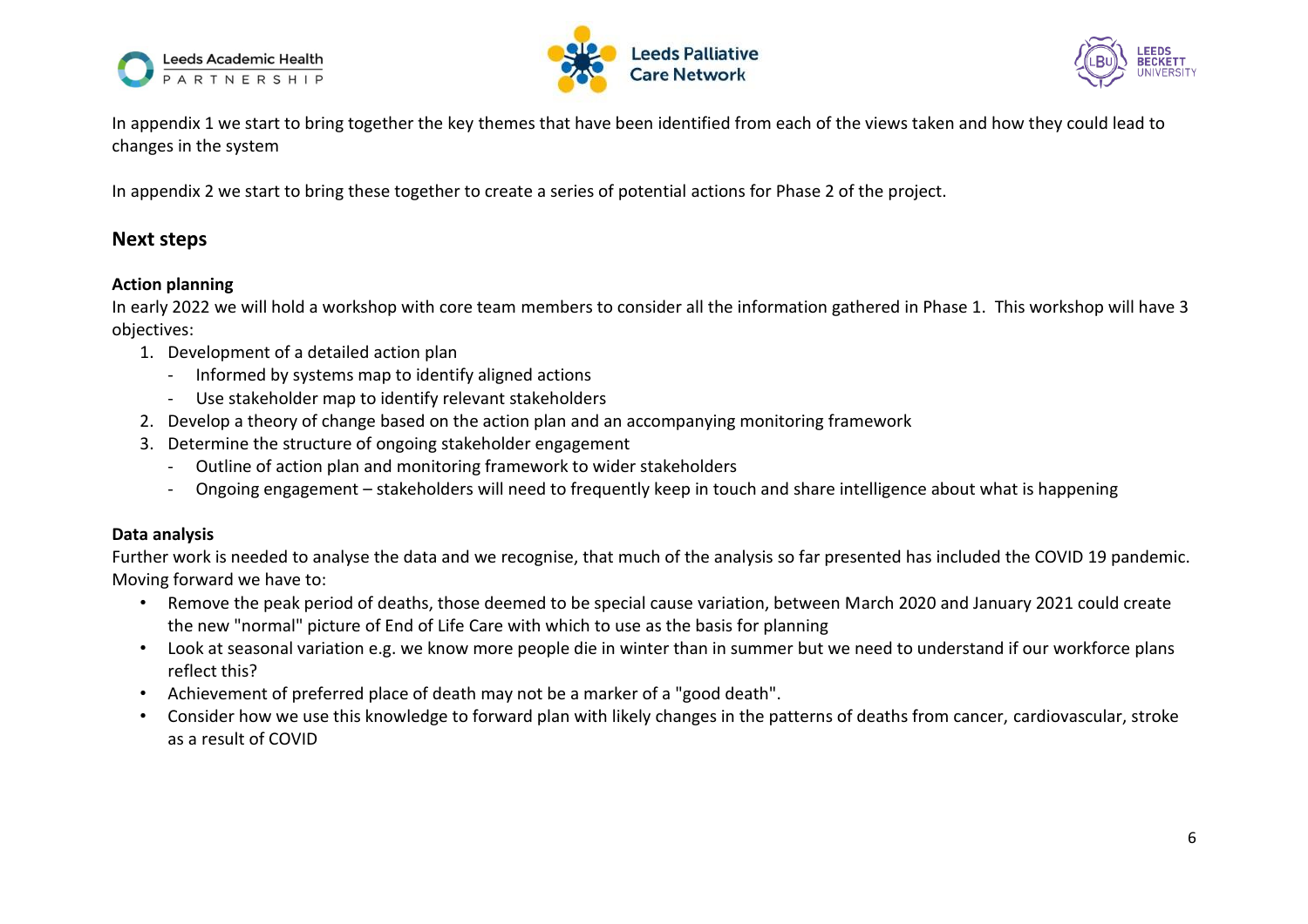In appendix 1 we start to bring together the key themes that have been identified from each of the views taken and how they could lead to changes in the system

In appendix 2 we start to bring these together to create a series of potential actions for Phase 2 of the project.

## Next steps

**Action planning**

In early 2022 we will hold a workshop with core team members to consider all the information gathered in Phase 1. This workshop will have 3 objectives:

1. Development of a detailed action plan
   - Informed by systems map to identify aligned actions
   - Use stakeholder map to identify relevant stakeholders
2. Develop a theory of change based on the action plan and an accompanying monitoring framework
3. Determine the structure of ongoing stakeholder engagement
   - Outline of action plan and monitoring framework to wider stakeholders
   - Ongoing engagement – stakeholders will need to frequently keep in touch and share intelligence about what is happening

**Data analysis**

Further work is needed to analyse the data and we recognise, that much of the analysis so far presented has included the COVID 19 pandemic. Moving forward we have to:

- Remove the peak period of deaths, those deemed to be special cause variation, between March 2020 and January 2021 could create the new "normal" picture of End of Life Care with which to use as the basis for planning
- Look at seasonal variation e.g. we know more people die in winter than in summer but we need to understand if our workforce plans reflect this?
- Achievement of preferred place of death may not be a marker of a "good death".
- Consider how we use this knowledge to forward plan with likely changes in the patterns of deaths from cancer, cardiovascular, stroke as a result of COVID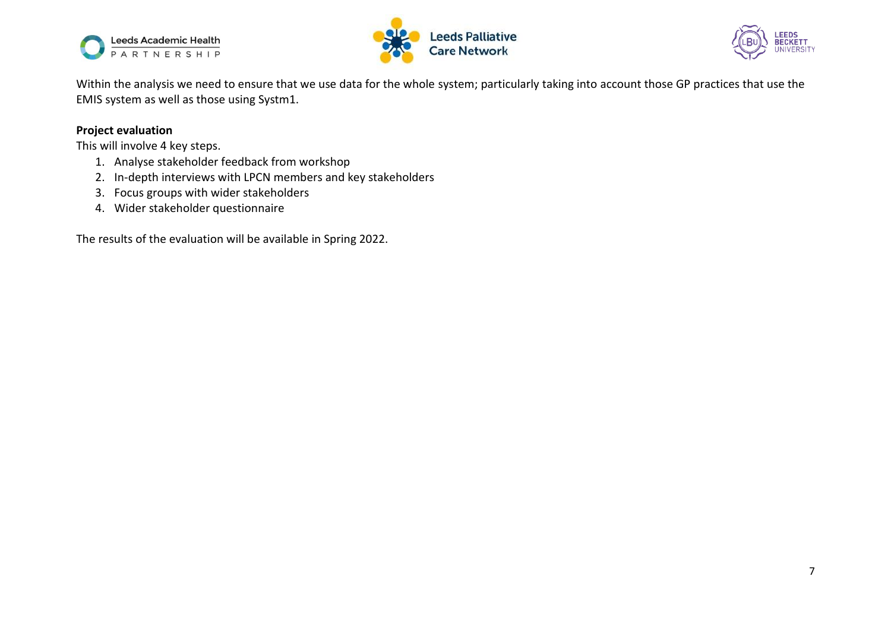Within the analysis we need to ensure that we use data for the whole system; particularly taking into account those GP practices that use the EMIS system as well as those using Systm1.

**Project evaluation**

This will involve 4 key steps.

1. Analyse stakeholder feedback from workshop
2. In-depth interviews with LPCN members and key stakeholders
3. Focus groups with wider stakeholders
4. Wider stakeholder questionnaire

The results of the evaluation will be available in Spring 2022.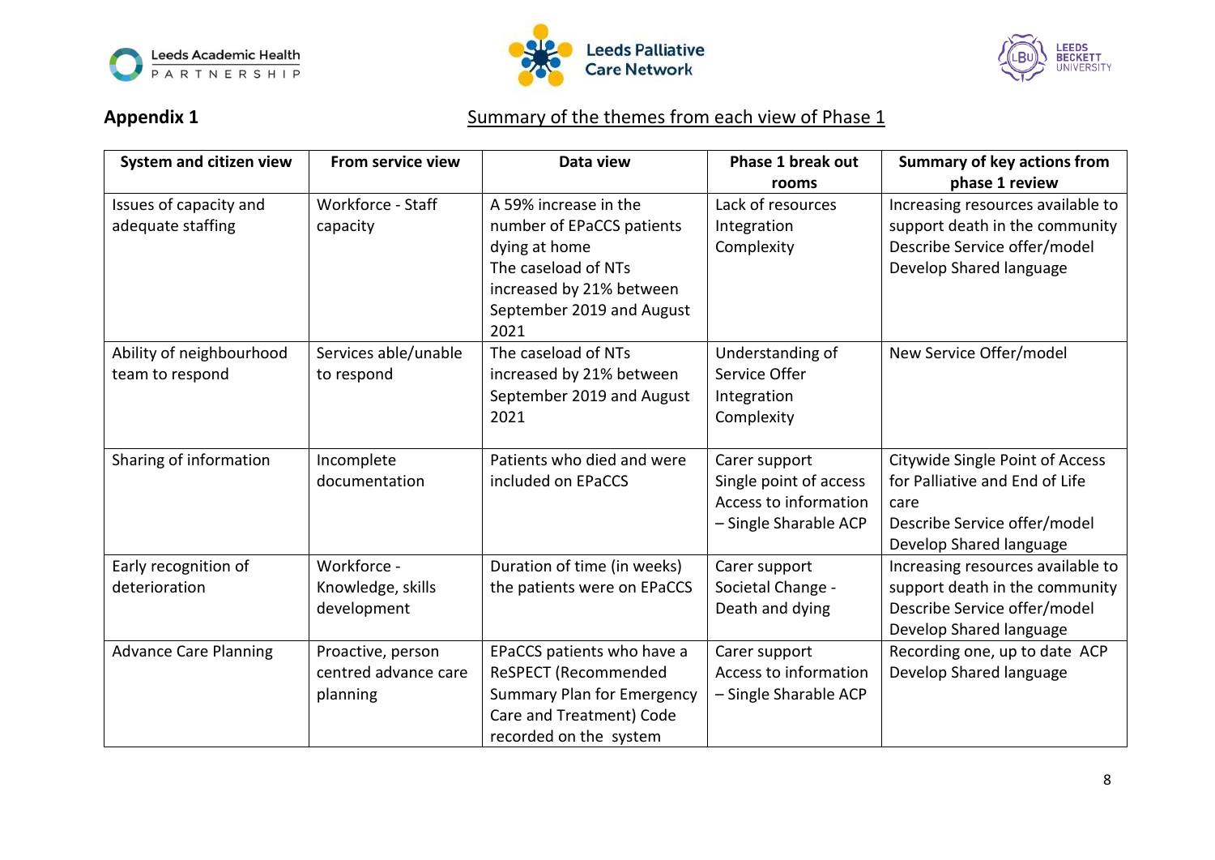**Appendix 1**

## Summary of the themes from each view of Phase 1

| System and citizen view | From service view | Data view | Phase 1 break out rooms | Summary of key actions from phase 1 review |
|---|---|---|---|---|
| Issues of capacity and adequate staffing | Workforce - Staff capacity | A 59% increase in the number of EPaCCS patients dying at home<br>The caseload of NTs increased by 21% between September 2019 and August 2021 | Lack of resources<br>Integration<br>Complexity | Increasing resources available to support death in the community<br>Describe Service offer/model<br>Develop Shared language |
| Ability of neighbourhood team to respond | Services able/unable to respond | The caseload of NTs increased by 21% between September 2019 and August 2021 | Understanding of Service Offer<br>Integration<br>Complexity | New Service Offer/model |
| Sharing of information | Incomplete documentation | Patients who died and were included on EPaCCS | Carer support<br>Single point of access<br>Access to information – Single Sharable ACP | Citywide Single Point of Access for Palliative and End of Life care<br>Describe Service offer/model<br>Develop Shared language |
| Early recognition of deterioration | Workforce - Knowledge, skills development | Duration of time (in weeks) the patients were on EPaCCS | Carer support<br>Societal Change - Death and dying | Increasing resources available to support death in the community<br>Describe Service offer/model<br>Develop Shared language |
| Advance Care Planning | Proactive, person centred advance care planning | EPaCCS patients who have a ReSPECT (Recommended Summary Plan for Emergency Care and Treatment) Code recorded on the system | Carer support<br>Access to information – Single Sharable ACP | Recording one, up to date ACP<br>Develop Shared language |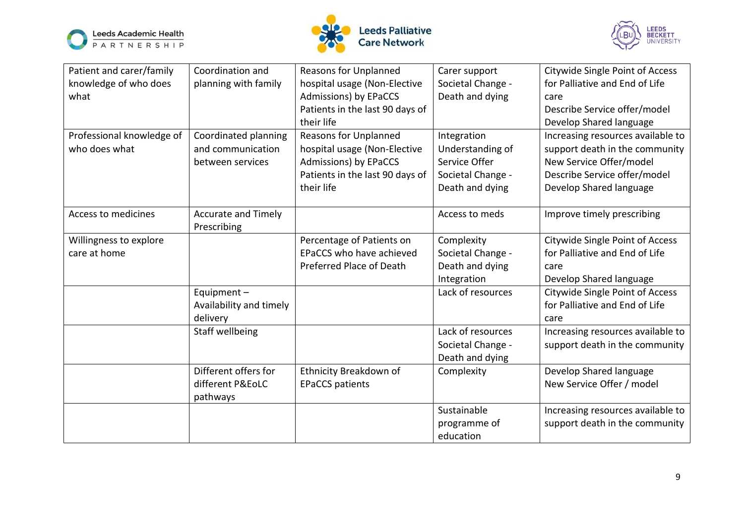| | | | | |
|---|---|---|---|---|
| Patient and carer/family knowledge of who does what | Coordination and planning with family | Reasons for Unplanned hospital usage (Non-Elective Admissions) by EPaCCS Patients in the last 90 days of their life | Carer support<br>Societal Change - Death and dying | Citywide Single Point of Access for Palliative and End of Life care<br>Describe Service offer/model<br>Develop Shared language |
| Professional knowledge of who does what | Coordinated planning and communication between services | Reasons for Unplanned hospital usage (Non-Elective Admissions) by EPaCCS Patients in the last 90 days of their life | Integration<br>Understanding of Service Offer<br>Societal Change - Death and dying | Increasing resources available to support death in the community<br>New Service Offer/model<br>Describe Service offer/model<br>Develop Shared language |
| Access to medicines | Accurate and Timely Prescribing | | Access to meds | Improve timely prescribing |
| Willingness to explore care at home | | Percentage of Patients on EPaCCS who have achieved Preferred Place of Death | Complexity<br>Societal Change - Death and dying<br>Integration | Citywide Single Point of Access for Palliative and End of Life care<br>Develop Shared language |
| | Equipment – Availability and timely delivery | | Lack of resources | Citywide Single Point of Access for Palliative and End of Life care |
| | Staff wellbeing | | Lack of resources<br>Societal Change - Death and dying | Increasing resources available to support death in the community |
| | Different offers for different P&EoLC pathways | Ethnicity Breakdown of EPaCCS patients | Complexity | Develop Shared language<br>New Service Offer / model |
| | | | Sustainable programme of education | Increasing resources available to support death in the community |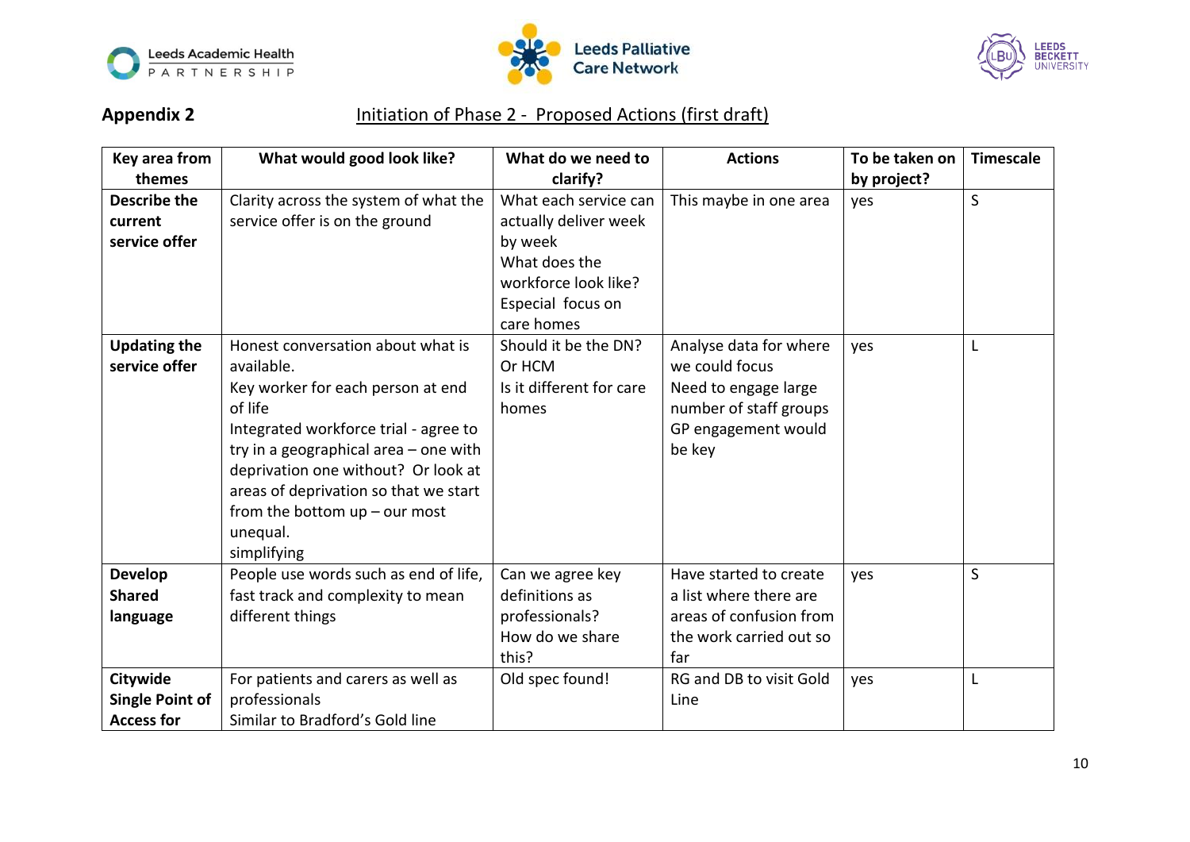**Appendix 2** Initiation of Phase 2 - Proposed Actions (first draft)

| Key area from themes | What would good look like? | What do we need to clarify? | Actions | To be taken on by project? | Timescale |
|---|---|---|---|---|---|
| **Describe the current service offer** | Clarity across the system of what the service offer is on the ground | What each service can actually deliver week by week<br>What does the workforce look like?<br>Especial focus on care homes | This maybe in one area | yes | S |
| **Updating the service offer** | Honest conversation about what is available.<br>Key worker for each person at end of life<br>Integrated workforce trial - agree to try in a geographical area – one with deprivation one without? Or look at areas of deprivation so that we start from the bottom up – our most unequal.<br>simplifying | Should it be the DN? Or HCM<br>Is it different for care homes | Analyse data for where we could focus<br>Need to engage large number of staff groups<br>GP engagement would be key | yes | L |
| **Develop Shared language** | People use words such as end of life, fast track and complexity to mean different things | Can we agree key definitions as professionals?<br>How do we share this? | Have started to create a list where there are areas of confusion from the work carried out so far | yes | S |
| **Citywide Single Point of Access for** | For patients and carers as well as professionals<br>Similar to Bradford's Gold line | Old spec found! | RG and DB to visit Gold Line | yes | L |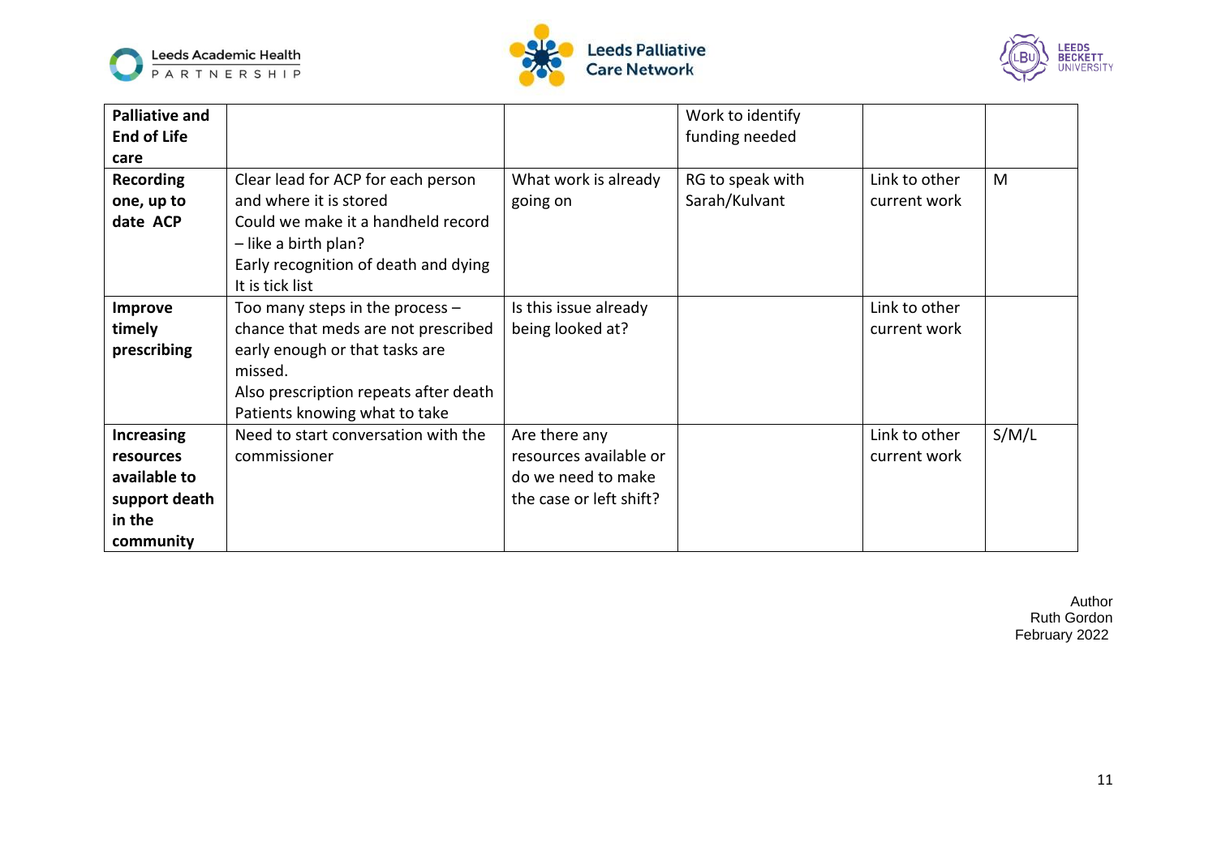| | | | | | |
|---|---|---|---|---|---|
| **Palliative and End of Life care** | | | Work to identify funding needed | | |
| **Recording one, up to date ACP** | Clear lead for ACP for each person and where it is stored<br>Could we make it a handheld record – like a birth plan?<br>Early recognition of death and dying<br>It is tick list | What work is already going on | RG to speak with Sarah/Kulvant | Link to other current work | M |
| **Improve timely prescribing** | Too many steps in the process – chance that meds are not prescribed early enough or that tasks are missed.<br>Also prescription repeats after death<br>Patients knowing what to take | Is this issue already being looked at? | | Link to other current work | |
| **Increasing resources available to support death in the community** | Need to start conversation with the commissioner | Are there any resources available or do we need to make the case or left shift? | | Link to other current work | S/M/L |

Author
Ruth Gordon
February 2022